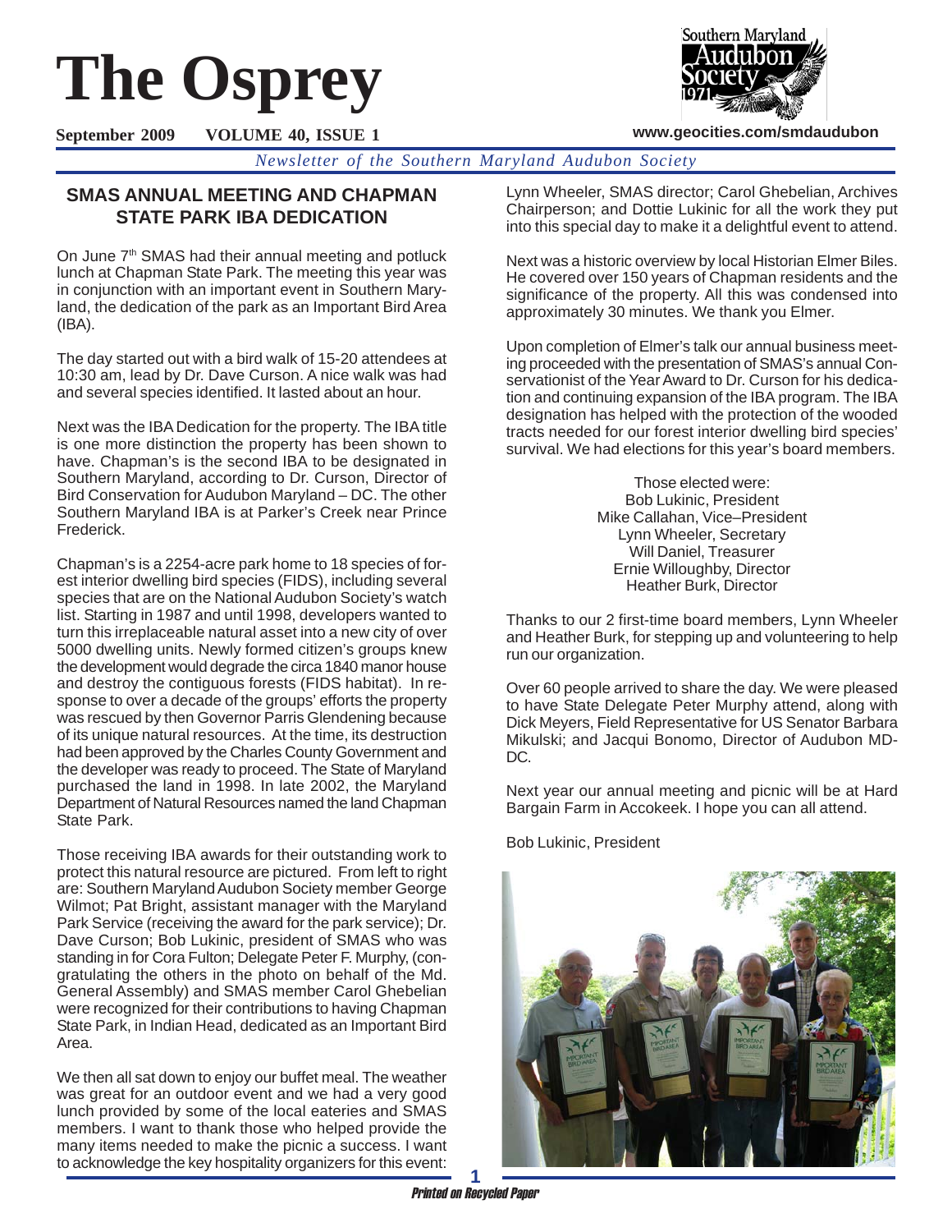# The Osprey

**September 2009 VOLUME 40, ISSUE 1**

**www.geocities.com/smdaudubon**

*Newsletter of the Southern Maryland Audubon Society*

## SMAS ANNUAL MEETING AND CHAPMAN STATE PARK IBA DEDICATION

On June 7th SMAS had their annual meeting and potluck lunch at Chapman State Park. The meeting this year was in conjunction with an important event in Southern Maryland, the dedication of the park as an Important Bird Area (IBA).

The day started out with a bird walk of 15-20 attendees at 10:30 am, lead by Dr. Dave Curson. A nice walk was had and several species identified. It lasted about an hour.

Next was the IBA Dedication for the property. The IBA title is one more distinction the property has been shown to have. Chapman's is the second IBA to be designated in Southern Maryland, according to Dr. Curson, Director of Bird Conservation for Audubon Maryland – DC. The other Southern Maryland IBA is at Parker's Creek near Prince Frederick.

Chapman's is a 2254-acre park home to 18 species of forest interior dwelling bird species (FIDS), including several species that are on the National Audubon Society's watch list. Starting in 1987 and until 1998, developers wanted to turn this irreplaceable natural asset into a new city of over 5000 dwelling units. Newly formed citizen's groups knew the development would degrade the circa 1840 manor house and destroy the contiguous forests (FIDS habitat). In response to over a decade of the groups' efforts the property was rescued by then Governor Parris Glendening because of its unique natural resources. At the time, its destruction had been approved by the Charles County Government and the developer was ready to proceed. The State of Maryland purchased the land in 1998. In late 2002, the Maryland Department of Natural Resources named the land Chapman State Park.

Those receiving IBA awards for their outstanding work to protect this natural resource are pictured. From left to right are: Southern Maryland Audubon Society member George Wilmot; Pat Bright, assistant manager with the Maryland Park Service (receiving the award for the park service); Dr. Dave Curson; Bob Lukinic, president of SMAS who was standing in for Cora Fulton; Delegate Peter F. Murphy, (congratulating the others in the photo on behalf of the Md. General Assembly) and SMAS member Carol Ghebelian were recognized for their contributions to having Chapman State Park, in Indian Head, dedicated as an Important Bird Area.

We then all sat down to enjoy our buffet meal. The weather was great for an outdoor event and we had a very good lunch provided by some of the local eateries and SMAS members. I want to thank those who helped provide the many items needed to make the picnic a success. I want to acknowledge the key hospitality organizers for this event: Lynn Wheeler, SMAS director; Carol Ghebelian, Archives Chairperson; and Dottie Lukinic for all the work they put into this special day to make it a delightful event to attend.

Next was a historic overview by local Historian Elmer Biles. He covered over 150 years of Chapman residents and the significance of the property. All this was condensed into approximately 30 minutes. We thank you Elmer.

Upon completion of Elmer's talk our annual business meeting proceeded with the presentation of SMAS's annual Conservationist of the Year Award to Dr. Curson for his dedication and continuing expansion of the IBA program. The IBA designation has helped with the protection of the wooded tracts needed for our forest interior dwelling bird species' survival. We had elections for this year's board members.

Those elected were:
Bob Lukinic, President
Mike Callahan, Vice–President
Lynn Wheeler, Secretary
Will Daniel, Treasurer
Ernie Willoughby, Director
Heather Burk, Director

Thanks to our 2 first-time board members, Lynn Wheeler and Heather Burk, for stepping up and volunteering to help run our organization.

Over 60 people arrived to share the day. We were pleased to have State Delegate Peter Murphy attend, along with Dick Meyers, Field Representative for US Senator Barbara Mikulski; and Jacqui Bonomo, Director of Audubon MD-DC.

Next year our annual meeting and picnic will be at Hard Bargain Farm in Accokeek. I hope you can all attend.

Bob Lukinic, President

*Printed on Recycled Paper*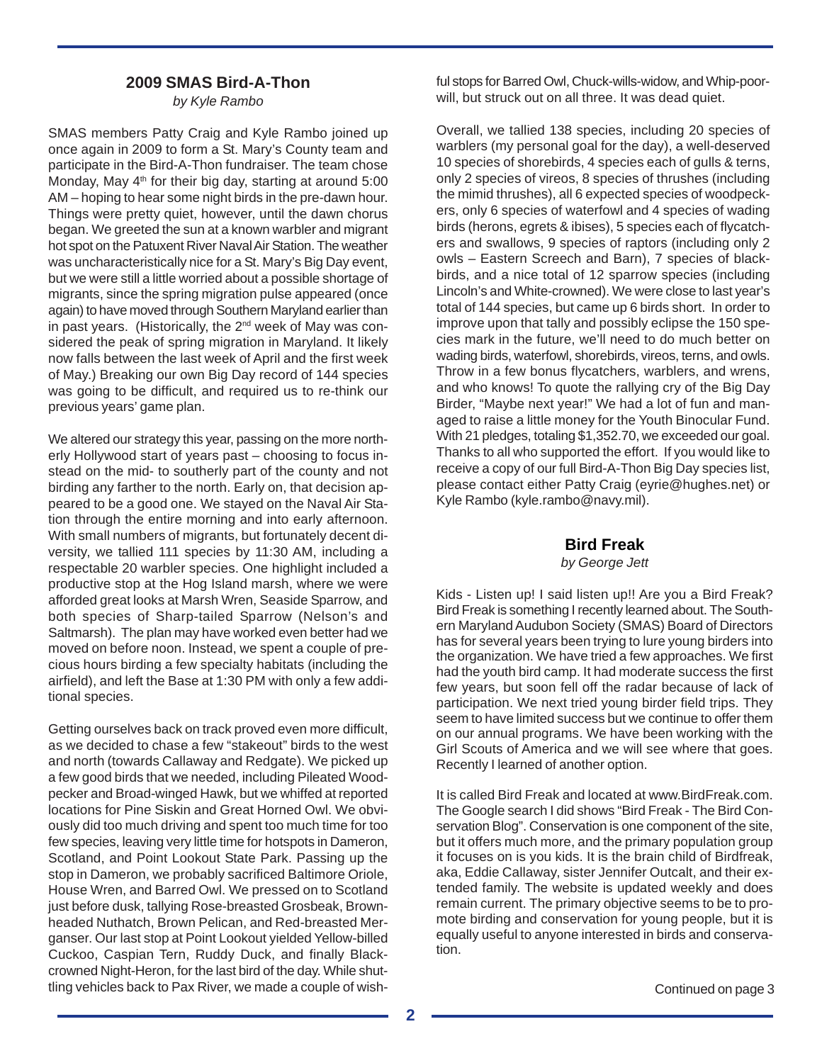## 2009 SMAS Bird-A-Thon

*by Kyle Rambo*

SMAS members Patty Craig and Kyle Rambo joined up once again in 2009 to form a St. Mary's County team and participate in the Bird-A-Thon fundraiser. The team chose Monday, May 4th for their big day, starting at around 5:00 AM – hoping to hear some night birds in the pre-dawn hour. Things were pretty quiet, however, until the dawn chorus began. We greeted the sun at a known warbler and migrant hot spot on the Patuxent River Naval Air Station. The weather was uncharacteristically nice for a St. Mary's Big Day event, but we were still a little worried about a possible shortage of migrants, since the spring migration pulse appeared (once again) to have moved through Southern Maryland earlier than in past years. (Historically, the 2nd week of May was considered the peak of spring migration in Maryland. It likely now falls between the last week of April and the first week of May.) Breaking our own Big Day record of 144 species was going to be difficult, and required us to re-think our previous years' game plan.

We altered our strategy this year, passing on the more northerly Hollywood start of years past – choosing to focus instead on the mid- to southerly part of the county and not birding any farther to the north. Early on, that decision appeared to be a good one. We stayed on the Naval Air Station through the entire morning and into early afternoon. With small numbers of migrants, but fortunately decent diversity, we tallied 111 species by 11:30 AM, including a respectable 20 warbler species. One highlight included a productive stop at the Hog Island marsh, where we were afforded great looks at Marsh Wren, Seaside Sparrow, and both species of Sharp-tailed Sparrow (Nelson's and Saltmarsh). The plan may have worked even better had we moved on before noon. Instead, we spent a couple of precious hours birding a few specialty habitats (including the airfield), and left the Base at 1:30 PM with only a few additional species.

Getting ourselves back on track proved even more difficult, as we decided to chase a few "stakeout" birds to the west and north (towards Callaway and Redgate). We picked up a few good birds that we needed, including Pileated Woodpecker and Broad-winged Hawk, but we whiffed at reported locations for Pine Siskin and Great Horned Owl. We obviously did too much driving and spent too much time for too few species, leaving very little time for hotspots in Dameron, Scotland, and Point Lookout State Park. Passing up the stop in Dameron, we probably sacrificed Baltimore Oriole, House Wren, and Barred Owl. We pressed on to Scotland just before dusk, tallying Rose-breasted Grosbeak, Brown-headed Nuthatch, Brown Pelican, and Red-breasted Merganser. Our last stop at Point Lookout yielded Yellow-billed Cuckoo, Caspian Tern, Ruddy Duck, and finally Black-crowned Night-Heron, for the last bird of the day. While shuttling vehicles back to Pax River, we made a couple of wishful stops for Barred Owl, Chuck-wills-widow, and Whip-poor-will, but struck out on all three. It was dead quiet.

Overall, we tallied 138 species, including 20 species of warblers (my personal goal for the day), a well-deserved 10 species of shorebirds, 4 species each of gulls & terns, only 2 species of vireos, 8 species of thrushes (including the mimid thrushes), all 6 expected species of woodpeckers, only 6 species of waterfowl and 4 species of wading birds (herons, egrets & ibises), 5 species each of flycatchers and swallows, 9 species of raptors (including only 2 owls – Eastern Screech and Barn), 7 species of blackbirds, and a nice total of 12 sparrow species (including Lincoln's and White-crowned). We were close to last year's total of 144 species, but came up 6 birds short. In order to improve upon that tally and possibly eclipse the 150 species mark in the future, we'll need to do much better on wading birds, waterfowl, shorebirds, vireos, terns, and owls. Throw in a few bonus flycatchers, warblers, and wrens, and who knows! To quote the rallying cry of the Big Day Birder, "Maybe next year!" We had a lot of fun and managed to raise a little money for the Youth Binocular Fund. With 21 pledges, totaling $1,352.70, we exceeded our goal. Thanks to all who supported the effort. If you would like to receive a copy of our full Bird-A-Thon Big Day species list, please contact either Patty Craig (eyrie@hughes.net) or Kyle Rambo (kyle.rambo@navy.mil).

## Bird Freak

*by George Jett*

Kids - Listen up! I said listen up!! Are you a Bird Freak? Bird Freak is something I recently learned about. The Southern Maryland Audubon Society (SMAS) Board of Directors has for several years been trying to lure young birders into the organization. We have tried a few approaches. We first had the youth bird camp. It had moderate success the first few years, but soon fell off the radar because of lack of participation. We next tried young birder field trips. They seem to have limited success but we continue to offer them on our annual programs. We have been working with the Girl Scouts of America and we will see where that goes. Recently I learned of another option.

It is called Bird Freak and located at www.BirdFreak.com. The Google search I did shows "Bird Freak - The Bird Conservation Blog". Conservation is one component of the site, but it offers much more, and the primary population group it focuses on is you kids. It is the brain child of Birdfreak, aka, Eddie Callaway, sister Jennifer Outcalt, and their extended family. The website is updated weekly and does remain current. The primary objective seems to be to promote birding and conservation for young people, but it is equally useful to anyone interested in birds and conservation.

Continued on page 3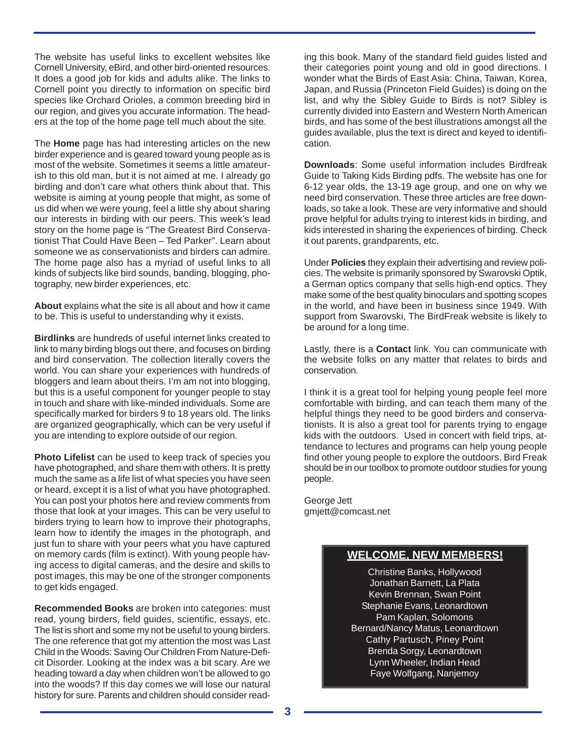The website has useful links to excellent websites like Cornell University, eBird, and other bird-oriented resources. It does a good job for kids and adults alike. The links to Cornell point you directly to information on specific bird species like Orchard Orioles, a common breeding bird in our region, and gives you accurate information. The headers at the top of the home page tell much about the site.

The **Home** page has had interesting articles on the new birder experience and is geared toward young people as is most of the website. Sometimes it seems a little amateurish to this old man, but it is not aimed at me. I already go birding and don't care what others think about that. This website is aiming at young people that might, as some of us did when we were young, feel a little shy about sharing our interests in birding with our peers. This week's lead story on the home page is "The Greatest Bird Conservationist That Could Have Been – Ted Parker". Learn about someone we as conservationists and birders can admire. The home page also has a myriad of useful links to all kinds of subjects like bird sounds, banding, blogging, photography, new birder experiences, etc.

**About** explains what the site is all about and how it came to be. This is useful to understanding why it exists.

**Birdlinks** are hundreds of useful internet links created to link to many birding blogs out there, and focuses on birding and bird conservation. The collection literally covers the world. You can share your experiences with hundreds of bloggers and learn about theirs. I'm am not into blogging, but this is a useful component for younger people to stay in touch and share with like-minded individuals. Some are specifically marked for birders 9 to 18 years old. The links are organized geographically, which can be very useful if you are intending to explore outside of our region.

**Photo Lifelist** can be used to keep track of species you have photographed, and share them with others. It is pretty much the same as a life list of what species you have seen or heard, except it is a list of what you have photographed. You can post your photos here and review comments from those that look at your images. This can be very useful to birders trying to learn how to improve their photographs, learn how to identify the images in the photograph, and just fun to share with your peers what you have captured on memory cards (film is extinct). With young people having access to digital cameras, and the desire and skills to post images, this may be one of the stronger components to get kids engaged.

**Recommended Books** are broken into categories: must read, young birders, field guides, scientific, essays, etc. The list is short and some my not be useful to young birders. The one reference that got my attention the most was Last Child in the Woods: Saving Our Children From Nature-Deficit Disorder. Looking at the index was a bit scary. Are we heading toward a day when children won't be allowed to go into the woods? If this day comes we will lose our natural history for sure. Parents and children should consider reading this book. Many of the standard field guides listed and their categories point young and old in good directions. I wonder what the Birds of East Asia: China, Taiwan, Korea, Japan, and Russia (Princeton Field Guides) is doing on the list, and why the Sibley Guide to Birds is not? Sibley is currently divided into Eastern and Western North American birds, and has some of the best illustrations amongst all the guides available, plus the text is direct and keyed to identification.

**Downloads**: Some useful information includes Birdfreak Guide to Taking Kids Birding pdfs. The website has one for 6-12 year olds, the 13-19 age group, and one on why we need bird conservation. These three articles are free downloads, so take a look. These are very informative and should prove helpful for adults trying to interest kids in birding, and kids interested in sharing the experiences of birding. Check it out parents, grandparents, etc.

Under **Policies** they explain their advertising and review policies. The website is primarily sponsored by Swarovski Optik, a German optics company that sells high-end optics. They make some of the best quality binoculars and spotting scopes in the world, and have been in business since 1949. With support from Swarovski, The BirdFreak website is likely to be around for a long time.

Lastly, there is a **Contact** link. You can communicate with the website folks on any matter that relates to birds and conservation.

I think it is a great tool for helping young people feel more comfortable with birding, and can teach them many of the helpful things they need to be good birders and conservationists. It is also a great tool for parents trying to engage kids with the outdoors. Used in concert with field trips, attendance to lectures and programs can help young people find other young people to explore the outdoors. Bird Freak should be in our toolbox to promote outdoor studies for young people.

George Jett
gmjett@comcast.net

## WELCOME, NEW MEMBERS!

Christine Banks, Hollywood
Jonathan Barnett, La Plata
Kevin Brennan, Swan Point
Stephanie Evans, Leonardtown
Pam Kaplan, Solomons
Bernard/Nancy Matus, Leonardtown
Cathy Partusch, Piney Point
Brenda Sorgy, Leonardtown
Lynn Wheeler, Indian Head
Faye Wolfgang, Nanjemoy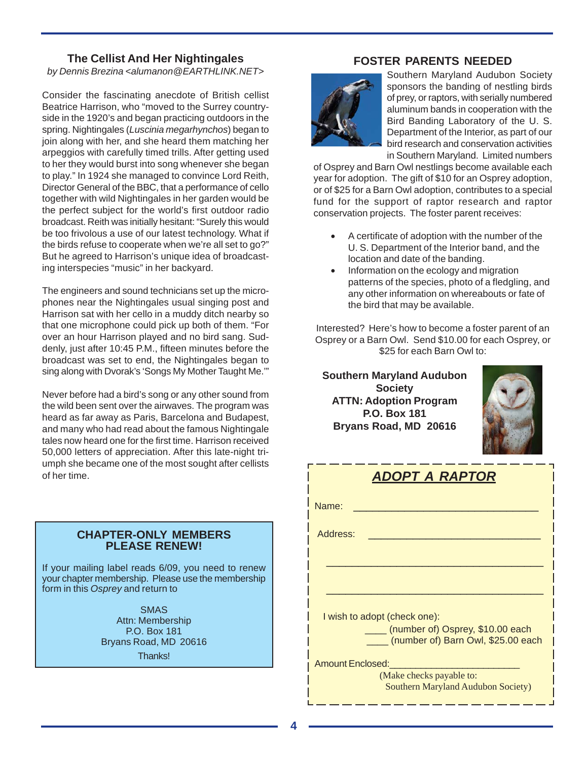## The Cellist And Her Nightingales

*by Dennis Brezina <alumanon@EARTHLINK.NET>*

Consider the fascinating anecdote of British cellist Beatrice Harrison, who "moved to the Surrey countryside in the 1920's and began practicing outdoors in the spring. Nightingales (*Luscinia megarhynchos*) began to join along with her, and she heard them matching her arpeggios with carefully timed trills. After getting used to her they would burst into song whenever she began to play." In 1924 she managed to convince Lord Reith, Director General of the BBC, that a performance of cello together with wild Nightingales in her garden would be the perfect subject for the world's first outdoor radio broadcast. Reith was initially hesitant: "Surely this would be too frivolous a use of our latest technology. What if the birds refuse to cooperate when we're all set to go?" But he agreed to Harrison's unique idea of broadcasting interspecies "music" in her backyard.

The engineers and sound technicians set up the microphones near the Nightingales usual singing post and Harrison sat with her cello in a muddy ditch nearby so that one microphone could pick up both of them. "For over an hour Harrison played and no bird sang. Suddenly, just after 10:45 P.M., fifteen minutes before the broadcast was set to end, the Nightingales began to sing along with Dvorak's 'Songs My Mother Taught Me.'"

Never before had a bird's song or any other sound from the wild been sent over the airwaves. The program was heard as far away as Paris, Barcelona and Budapest, and many who had read about the famous Nightingale tales now heard one for the first time. Harrison received 50,000 letters of appreciation. After this late-night triumph she became one of the most sought after cellists of her time.

### CHAPTER-ONLY MEMBERS PLEASE RENEW!

If your mailing label reads 6/09, you need to renew your chapter membership. Please use the membership form in this *Osprey* and return to

SMAS
Attn: Membership
P.O. Box 181
Bryans Road, MD 20616

Thanks!

## FOSTER PARENTS NEEDED

Southern Maryland Audubon Society sponsors the banding of nestling birds of prey, or raptors, with serially numbered aluminum bands in cooperation with the Bird Banding Laboratory of the U. S. Department of the Interior, as part of our bird research and conservation activities in Southern Maryland. Limited numbers of Osprey and Barn Owl nestlings become available each year for adoption. The gift of $10 for an Osprey adoption, or of $25 for a Barn Owl adoption, contributes to a special fund for the support of raptor research and raptor conservation projects. The foster parent receives:

- A certificate of adoption with the number of the U. S. Department of the Interior band, and the location and date of the banding.
- Information on the ecology and migration patterns of the species, photo of a fledgling, and any other information on whereabouts or fate of the bird that may be available.

Interested? Here's how to become a foster parent of an Osprey or a Barn Owl. Send $10.00 for each Osprey, or $25 for each Barn Owl to:

**Southern Maryland Audubon Society**
**ATTN: Adoption Program**
**P.O. Box 181**
**Bryans Road, MD 20616**

### ADOPT A RAPTOR

Name: ________________________________

Address: ______________________________

______________________________________

______________________________________

I wish to adopt (check one):

____ (number of) Osprey, $10.00 each
____ (number of) Barn Owl, $25.00 each

Amount Enclosed:______________________

(Make checks payable to: Southern Maryland Audubon Society)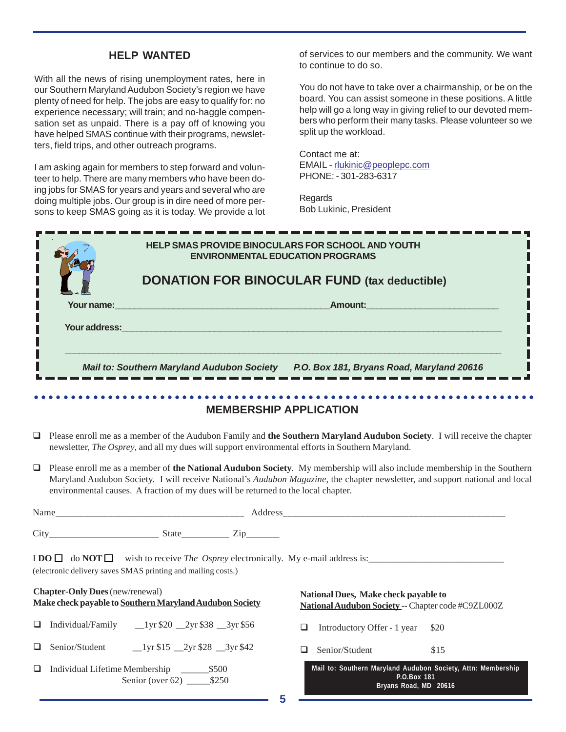## HELP WANTED

With all the news of rising unemployment rates, here in our Southern Maryland Audubon Society's region we have plenty of need for help. The jobs are easy to qualify for: no experience necessary; will train; and no-haggle compensation set as unpaid. There is a pay off of knowing you have helped SMAS continue with their programs, newsletters, field trips, and other outreach programs.

I am asking again for members to step forward and volunteer to help. There are many members who have been doing jobs for SMAS for years and years and several who are doing multiple jobs. Our group is in dire need of more persons to keep SMAS going as it is today. We provide a lot of services to our members and the community. We want to continue to do so.

You do not have to take over a chairmanship, or be on the board. You can assist someone in these positions. A little help will go a long way in giving relief to our devoted members who perform their many tasks. Please volunteer so we split up the workload.

Contact me at:
EMAIL - rlukinic@peoplepc.com
PHONE: - 301-283-6317

Regards
Bob Lukinic, President

---

**HELP SMAS PROVIDE BINOCULARS FOR SCHOOL AND YOUTH ENVIRONMENTAL EDUCATION PROGRAMS**

## DONATION FOR BINOCULAR FUND (tax deductible)

**Your name:**_______________________________ **Amount:**____________________

**Your address:**_______________________________________________________

_______________________________________________________________________

***Mail to: Southern Maryland Audubon Society P.O. Box 181, Bryans Road, Maryland 20616***

---

## MEMBERSHIP APPLICATION

❑ Please enroll me as a member of the Audubon Family and **the Southern Maryland Audubon Society**. I will receive the chapter newsletter, *The Osprey*, and all my dues will support environmental efforts in Southern Maryland.

❑ Please enroll me as a member of **the National Audubon Society**. My membership will also include membership in the Southern Maryland Audubon Society. I will receive National's *Audubon Magazine*, the chapter newsletter, and support national and local environmental causes. A fraction of my dues will be returned to the local chapter.

Name_______________________________ Address_______________________________

City____________________ State__________ Zip_______

I **DO** ☐ do **NOT** ☐ wish to receive *The Osprey* electronically. My e-mail address is:______________________
(electronic delivery saves SMAS printing and mailing costs.)

**Chapter-Only Dues** (new/renewal)
**Make check payable to Southern Maryland Audubon Society**

❑ Individual/Family __1yr $20 __2yr $38 __3yr $56

❑ Senior/Student __1yr $15 __2yr $28 __3yr $42

❑ Individual Lifetime Membership ______$500
Senior (over 62) _____$250

**National Dues, Make check payable to National Audubon Society** -- Chapter code #C9ZL000Z

❑ Introductory Offer - 1 year $20

❑ Senior/Student $15

**Mail to: Southern Maryland Audubon Society, Attn: Membership**
**P.O.Box 181**
**Bryans Road, MD 20616**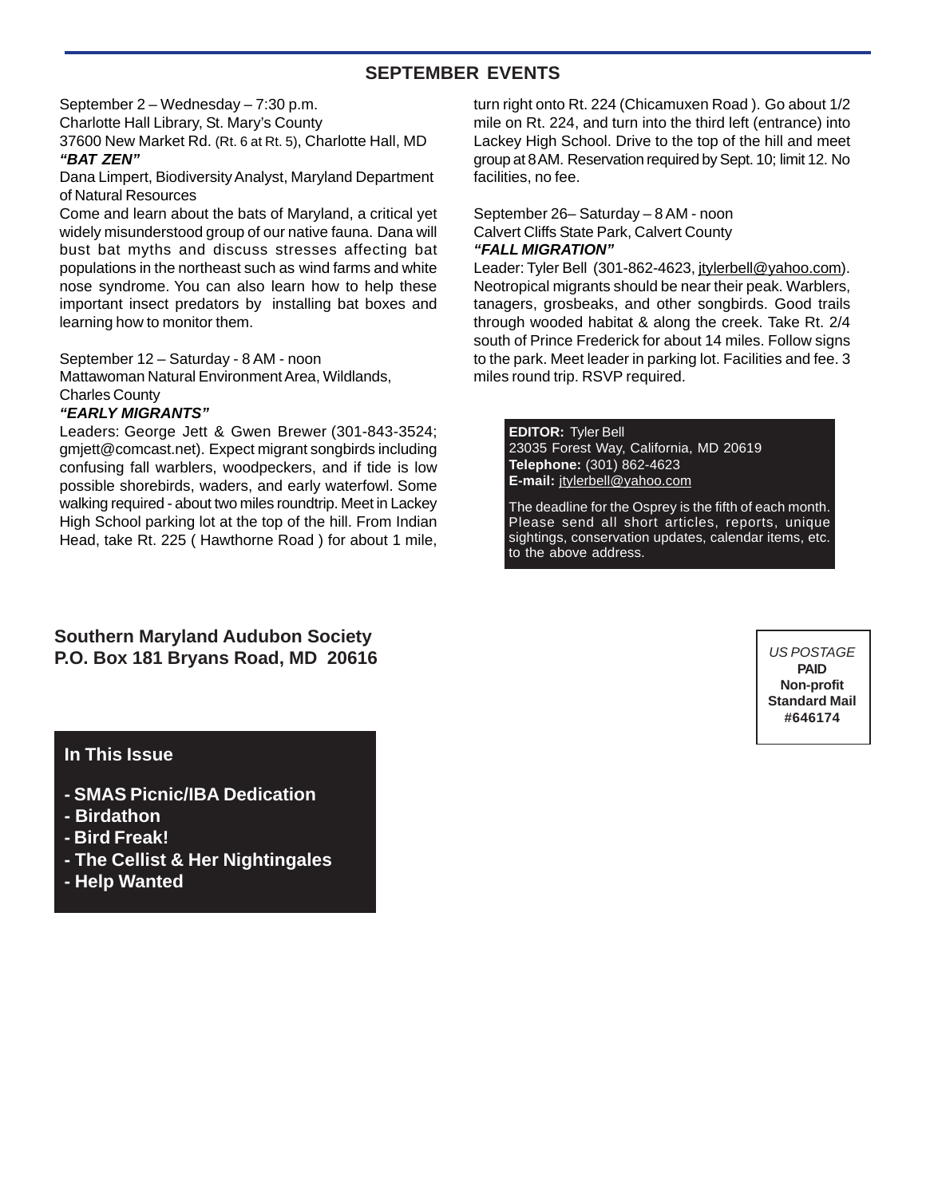## SEPTEMBER EVENTS

September 2 – Wednesday – 7:30 p.m.
Charlotte Hall Library, St. Mary's County
37600 New Market Rd. (Rt. 6 at Rt. 5), Charlotte Hall, MD
***"BAT ZEN"***

Dana Limpert, Biodiversity Analyst, Maryland Department of Natural Resources

Come and learn about the bats of Maryland, a critical yet widely misunderstood group of our native fauna. Dana will bust bat myths and discuss stresses affecting bat populations in the northeast such as wind farms and white nose syndrome. You can also learn how to help these important insect predators by installing bat boxes and learning how to monitor them.

September 12 – Saturday - 8 AM - noon
Mattawoman Natural Environment Area, Wildlands, Charles County
***"EARLY MIGRANTS"***

Leaders: George Jett & Gwen Brewer (301-843-3524; gmjett@comcast.net). Expect migrant songbirds including confusing fall warblers, woodpeckers, and if tide is low possible shorebirds, waders, and early waterfowl. Some walking required - about two miles roundtrip. Meet in Lackey High School parking lot at the top of the hill. From Indian Head, take Rt. 225 ( Hawthorne Road ) for about 1 mile, turn right onto Rt. 224 (Chicamuxen Road ). Go about 1/2 mile on Rt. 224, and turn into the third left (entrance) into Lackey High School. Drive to the top of the hill and meet group at 8 AM. Reservation required by Sept. 10; limit 12. No facilities, no fee.

September 26– Saturday – 8 AM - noon
Calvert Cliffs State Park, Calvert County
***"FALL MIGRATION"***

Leader: Tyler Bell (301-862-4623, jtylerbell@yahoo.com). Neotropical migrants should be near their peak. Warblers, tanagers, grosbeaks, and other songbirds. Good trails through wooded habitat & along the creek. Take Rt. 2/4 south of Prince Frederick for about 14 miles. Follow signs to the park. Meet leader in parking lot. Facilities and fee. 3 miles round trip. RSVP required.

**EDITOR:** Tyler Bell
23035 Forest Way, California, MD 20619
**Telephone:** (301) 862-4623
**E-mail:** jtylerbell@yahoo.com

The deadline for the Osprey is the fifth of each month. Please send all short articles, reports, unique sightings, conservation updates, calendar items, etc. to the above address.

**Southern Maryland Audubon Society**
**P.O. Box 181 Bryans Road, MD 20616**

*US POSTAGE*
**PAID**
**Non-profit**
**Standard Mail**
**#646174**

**In This Issue**

- **SMAS Picnic/IBA Dedication**
- **Birdathon**
- **Bird Freak!**
- **The Cellist & Her Nightingales**
- **Help Wanted**